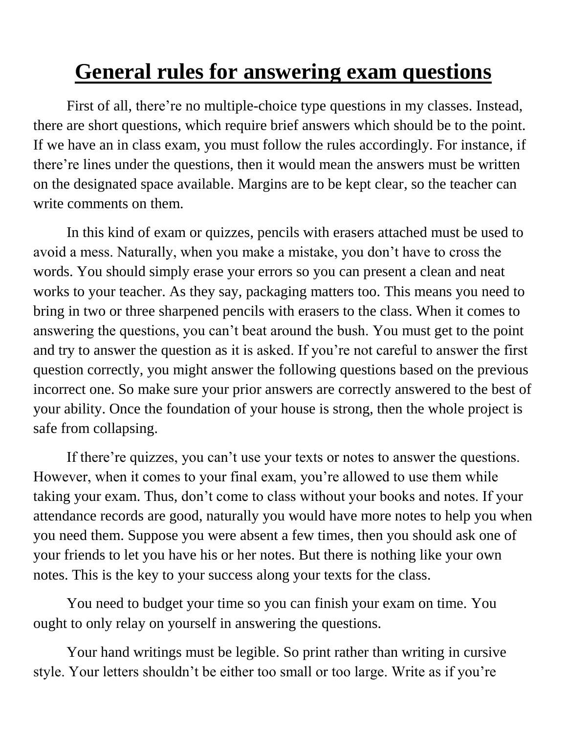# General rules for answering exam questions

First of all, there're no multiple-choice type questions in my classes. Instead, there are short questions, which require brief answers which should be to the point. If we have an in class exam, you must follow the rules accordingly. For instance, if there're lines under the questions, then it would mean the answers must be written on the designated space available. Margins are to be kept clear, so the teacher can write comments on them.

In this kind of exam or quizzes, pencils with erasers attached must be used to avoid a mess. Naturally, when you make a mistake, you don't have to cross the words. You should simply erase your errors so you can present a clean and neat works to your teacher. As they say, packaging matters too. This means you need to bring in two or three sharpened pencils with erasers to the class. When it comes to answering the questions, you can't beat around the bush. You must get to the point and try to answer the question as it is asked. If you're not careful to answer the first question correctly, you might answer the following questions based on the previous incorrect one. So make sure your prior answers are correctly answered to the best of your ability. Once the foundation of your house is strong, then the whole project is safe from collapsing.

If there're quizzes, you can't use your texts or notes to answer the questions. However, when it comes to your final exam, you're allowed to use them while taking your exam. Thus, don't come to class without your books and notes. If your attendance records are good, naturally you would have more notes to help you when you need them. Suppose you were absent a few times, then you should ask one of your friends to let you have his or her notes. But there is nothing like your own notes. This is the key to your success along your texts for the class.

You need to budget your time so you can finish your exam on time. You ought to only relay on yourself in answering the questions.

Your hand writings must be legible. So print rather than writing in cursive style. Your letters shouldn't be either too small or too large. Write as if you're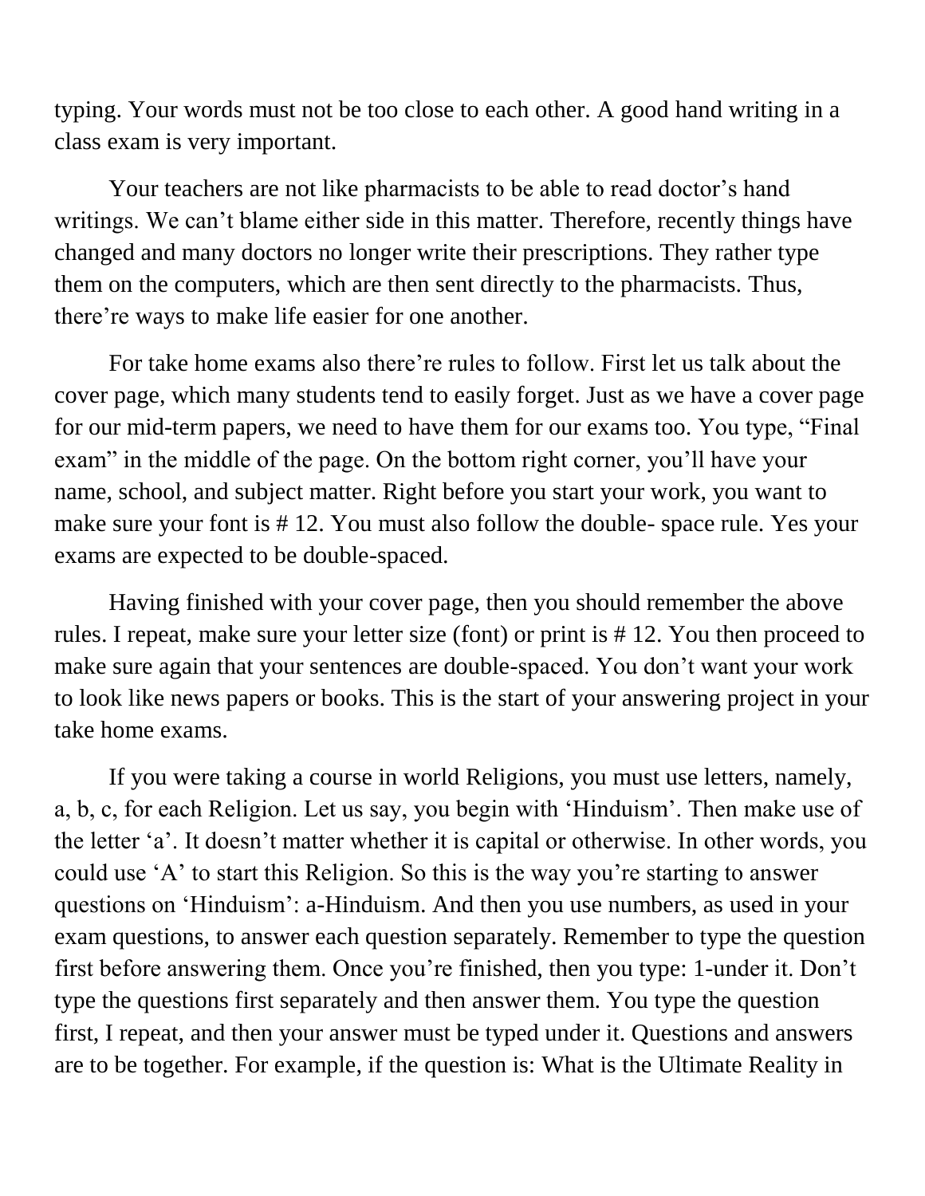typing. Your words must not be too close to each other. A good hand writing in a class exam is very important.

Your teachers are not like pharmacists to be able to read doctor's hand writings. We can't blame either side in this matter. Therefore, recently things have changed and many doctors no longer write their prescriptions. They rather type them on the computers, which are then sent directly to the pharmacists. Thus, there're ways to make life easier for one another.

For take home exams also there're rules to follow. First let us talk about the cover page, which many students tend to easily forget. Just as we have a cover page for our mid-term papers, we need to have them for our exams too. You type, "Final exam" in the middle of the page. On the bottom right corner, you'll have your name, school, and subject matter. Right before you start your work, you want to make sure your font is # 12. You must also follow the double- space rule. Yes your exams are expected to be double-spaced.

Having finished with your cover page, then you should remember the above rules. I repeat, make sure your letter size (font) or print is # 12. You then proceed to make sure again that your sentences are double-spaced. You don't want your work to look like news papers or books. This is the start of your answering project in your take home exams.

If you were taking a course in world Religions, you must use letters, namely, a, b, c, for each Religion. Let us say, you begin with 'Hinduism'. Then make use of the letter 'a'. It doesn't matter whether it is capital or otherwise. In other words, you could use 'A' to start this Religion. So this is the way you're starting to answer questions on 'Hinduism': a-Hinduism. And then you use numbers, as used in your exam questions, to answer each question separately. Remember to type the question first before answering them. Once you're finished, then you type: 1-under it. Don't type the questions first separately and then answer them. You type the question first, I repeat, and then your answer must be typed under it. Questions and answers are to be together. For example, if the question is: What is the Ultimate Reality in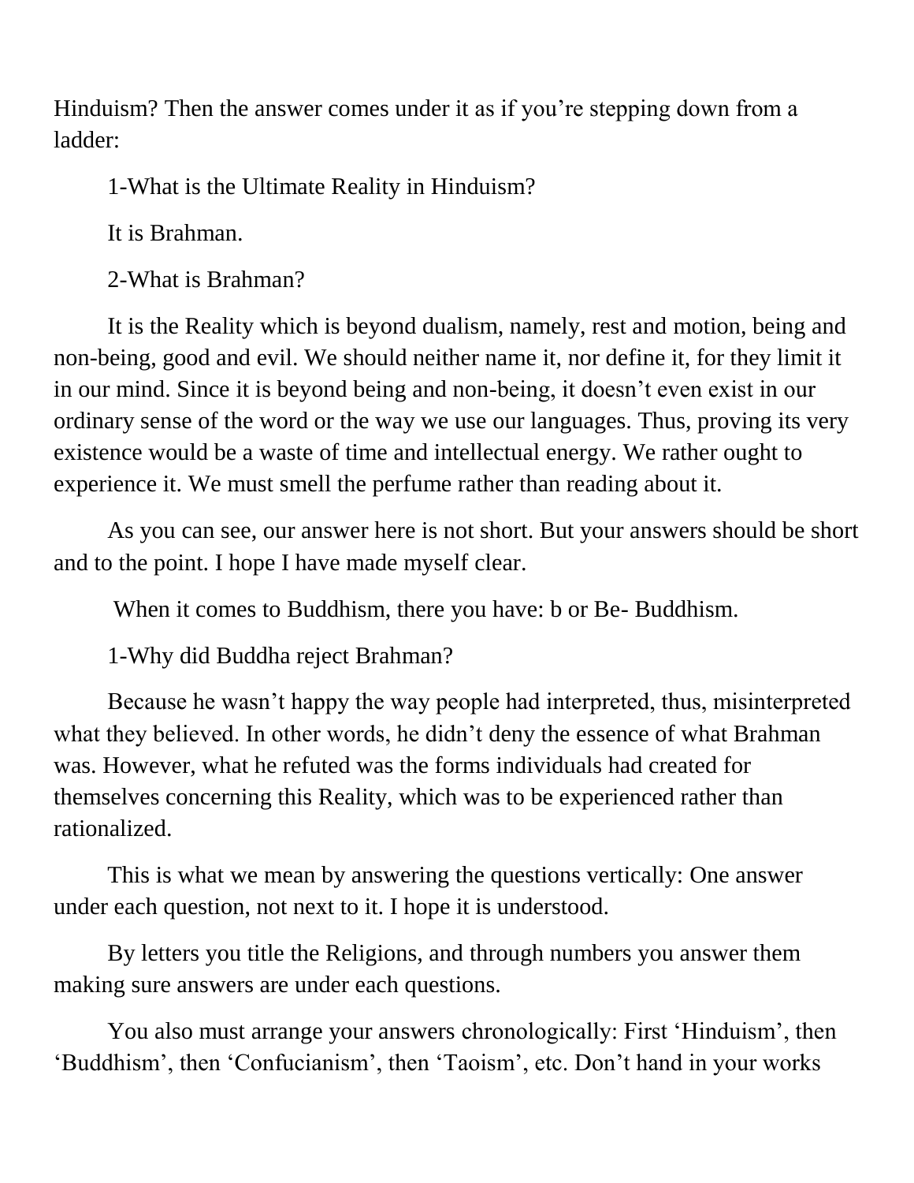Hinduism? Then the answer comes under it as if you're stepping down from a ladder:

1-What is the Ultimate Reality in Hinduism?

It is Brahman.

2-What is Brahman?

It is the Reality which is beyond dualism, namely, rest and motion, being and non-being, good and evil. We should neither name it, nor define it, for they limit it in our mind. Since it is beyond being and non-being, it doesn't even exist in our ordinary sense of the word or the way we use our languages. Thus, proving its very existence would be a waste of time and intellectual energy. We rather ought to experience it. We must smell the perfume rather than reading about it.

As you can see, our answer here is not short. But your answers should be short and to the point. I hope I have made myself clear.

When it comes to Buddhism, there you have: b or Be- Buddhism.

1-Why did Buddha reject Brahman?

Because he wasn't happy the way people had interpreted, thus, misinterpreted what they believed. In other words, he didn't deny the essence of what Brahman was. However, what he refuted was the forms individuals had created for themselves concerning this Reality, which was to be experienced rather than rationalized.

This is what we mean by answering the questions vertically: One answer under each question, not next to it. I hope it is understood.

By letters you title the Religions, and through numbers you answer them making sure answers are under each questions.

You also must arrange your answers chronologically: First 'Hinduism', then 'Buddhism', then 'Confucianism', then 'Taoism', etc. Don't hand in your works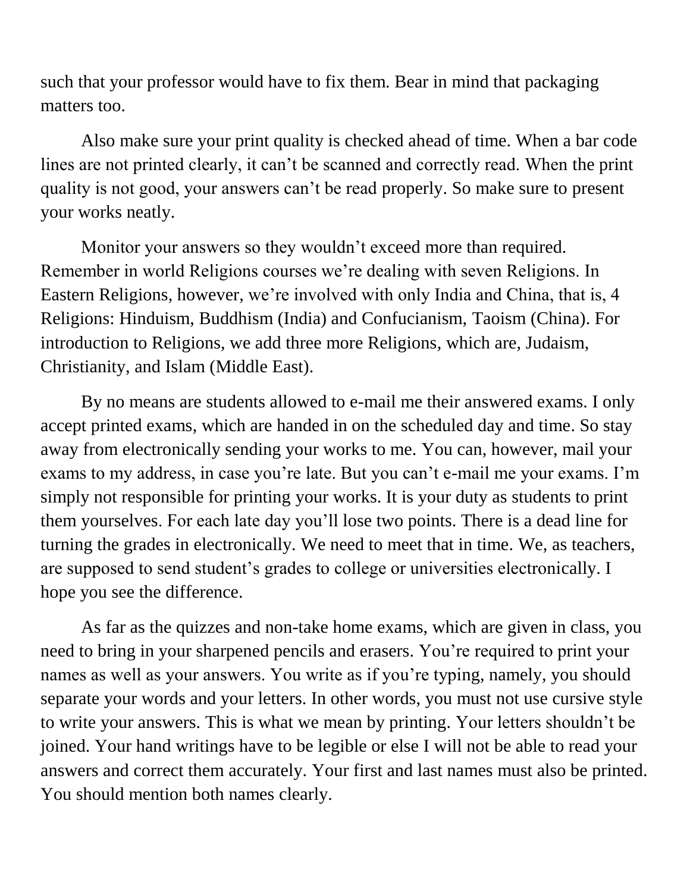such that your professor would have to fix them. Bear in mind that packaging matters too.

Also make sure your print quality is checked ahead of time. When a bar code lines are not printed clearly, it can't be scanned and correctly read. When the print quality is not good, your answers can't be read properly. So make sure to present your works neatly.

Monitor your answers so they wouldn't exceed more than required. Remember in world Religions courses we're dealing with seven Religions. In Eastern Religions, however, we're involved with only India and China, that is, 4 Religions: Hinduism, Buddhism (India) and Confucianism, Taoism (China). For introduction to Religions, we add three more Religions, which are, Judaism, Christianity, and Islam (Middle East).

By no means are students allowed to e-mail me their answered exams. I only accept printed exams, which are handed in on the scheduled day and time. So stay away from electronically sending your works to me. You can, however, mail your exams to my address, in case you're late. But you can't e-mail me your exams. I'm simply not responsible for printing your works. It is your duty as students to print them yourselves. For each late day you'll lose two points. There is a dead line for turning the grades in electronically. We need to meet that in time. We, as teachers, are supposed to send student's grades to college or universities electronically. I hope you see the difference.

As far as the quizzes and non-take home exams, which are given in class, you need to bring in your sharpened pencils and erasers. You're required to print your names as well as your answers. You write as if you're typing, namely, you should separate your words and your letters. In other words, you must not use cursive style to write your answers. This is what we mean by printing. Your letters shouldn't be joined. Your hand writings have to be legible or else I will not be able to read your answers and correct them accurately. Your first and last names must also be printed. You should mention both names clearly.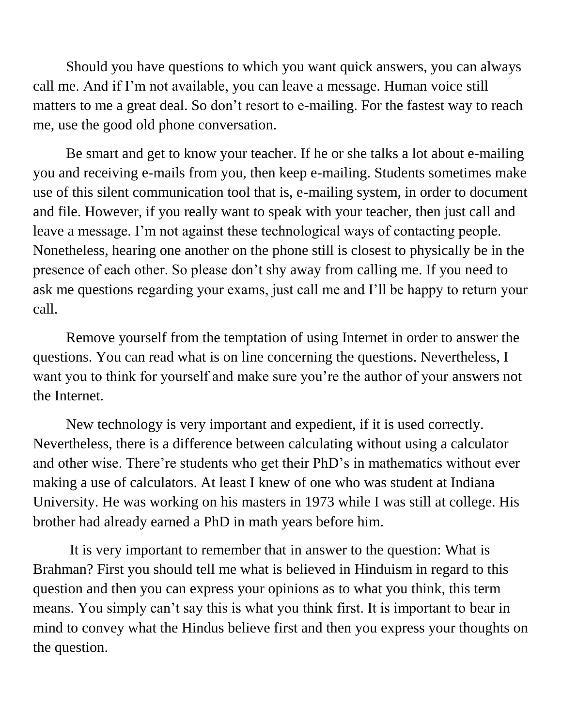Should you have questions to which you want quick answers, you can always call me. And if I'm not available, you can leave a message. Human voice still matters to me a great deal. So don't resort to e-mailing. For the fastest way to reach me, use the good old phone conversation.

Be smart and get to know your teacher. If he or she talks a lot about e-mailing you and receiving e-mails from you, then keep e-mailing. Students sometimes make use of this silent communication tool that is, e-mailing system, in order to document and file. However, if you really want to speak with your teacher, then just call and leave a message. I'm not against these technological ways of contacting people. Nonetheless, hearing one another on the phone still is closest to physically be in the presence of each other. So please don't shy away from calling me. If you need to ask me questions regarding your exams, just call me and I'll be happy to return your call.

Remove yourself from the temptation of using Internet in order to answer the questions. You can read what is on line concerning the questions. Nevertheless, I want you to think for yourself and make sure you're the author of your answers not the Internet.

New technology is very important and expedient, if it is used correctly. Nevertheless, there is a difference between calculating without using a calculator and other wise. There're students who get their PhD's in mathematics without ever making a use of calculators. At least I knew of one who was student at Indiana University. He was working on his masters in 1973 while I was still at college. His brother had already earned a PhD in math years before him.

It is very important to remember that in answer to the question: What is Brahman? First you should tell me what is believed in Hinduism in regard to this question and then you can express your opinions as to what you think, this term means. You simply can't say this is what you think first. It is important to bear in mind to convey what the Hindus believe first and then you express your thoughts on the question.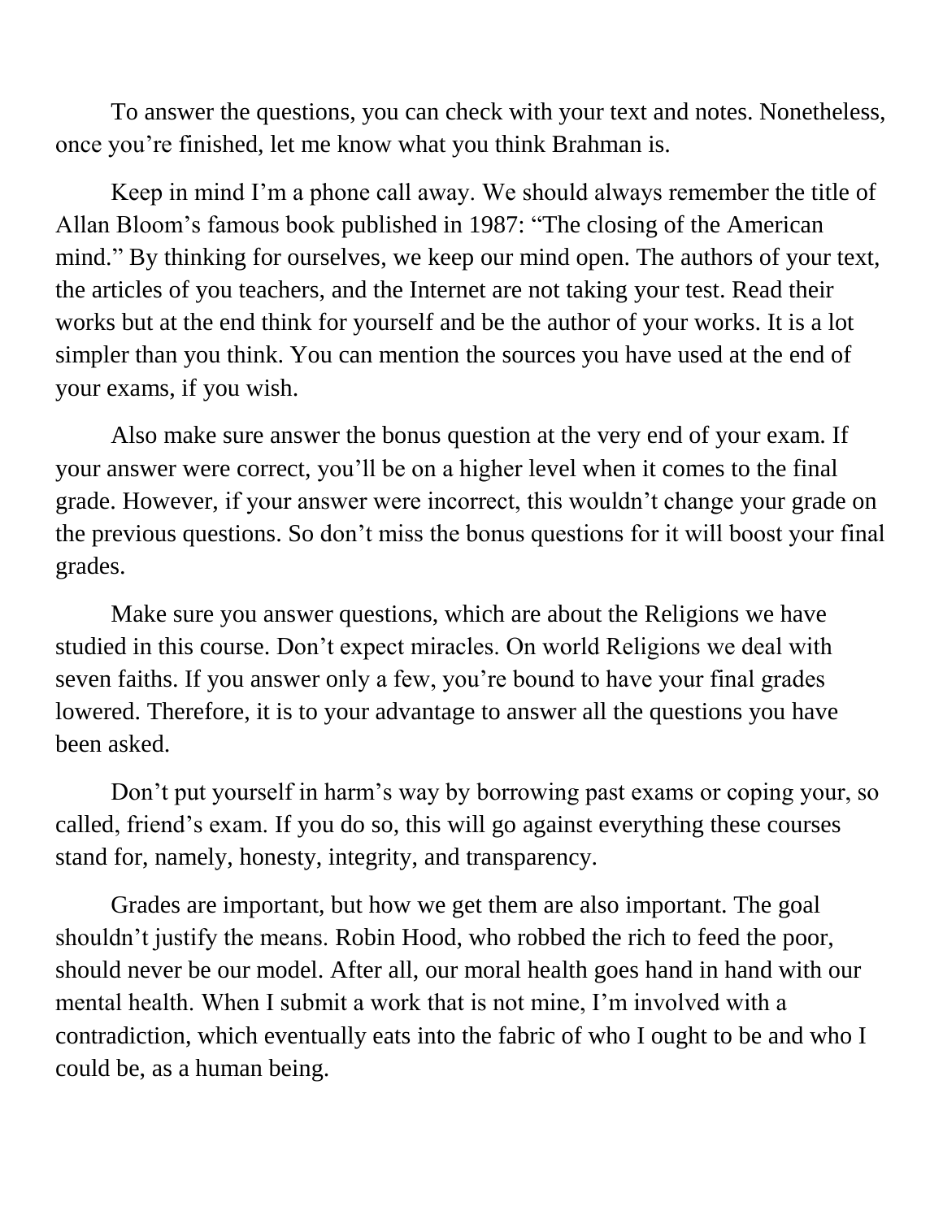To answer the questions, you can check with your text and notes. Nonetheless, once you're finished, let me know what you think Brahman is.

Keep in mind I'm a phone call away. We should always remember the title of Allan Bloom's famous book published in 1987: "The closing of the American mind." By thinking for ourselves, we keep our mind open. The authors of your text, the articles of you teachers, and the Internet are not taking your test. Read their works but at the end think for yourself and be the author of your works. It is a lot simpler than you think. You can mention the sources you have used at the end of your exams, if you wish.

Also make sure answer the bonus question at the very end of your exam. If your answer were correct, you'll be on a higher level when it comes to the final grade. However, if your answer were incorrect, this wouldn't change your grade on the previous questions. So don't miss the bonus questions for it will boost your final grades.

Make sure you answer questions, which are about the Religions we have studied in this course. Don't expect miracles. On world Religions we deal with seven faiths. If you answer only a few, you're bound to have your final grades lowered. Therefore, it is to your advantage to answer all the questions you have been asked.

Don't put yourself in harm's way by borrowing past exams or coping your, so called, friend's exam. If you do so, this will go against everything these courses stand for, namely, honesty, integrity, and transparency.

Grades are important, but how we get them are also important. The goal shouldn't justify the means. Robin Hood, who robbed the rich to feed the poor, should never be our model. After all, our moral health goes hand in hand with our mental health. When I submit a work that is not mine, I'm involved with a contradiction, which eventually eats into the fabric of who I ought to be and who I could be, as a human being.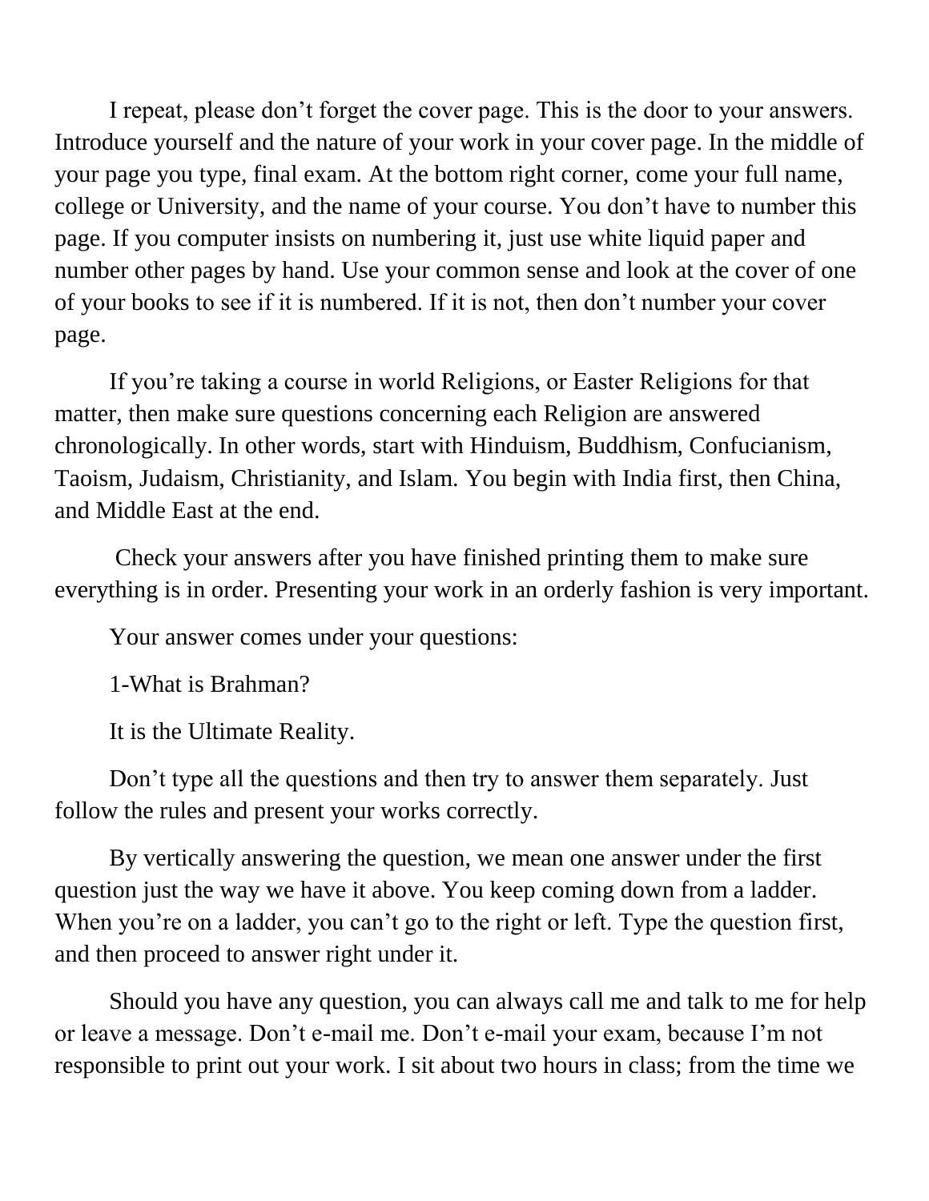I repeat, please don't forget the cover page. This is the door to your answers. Introduce yourself and the nature of your work in your cover page. In the middle of your page you type, final exam. At the bottom right corner, come your full name, college or University, and the name of your course. You don't have to number this page. If you computer insists on numbering it, just use white liquid paper and number other pages by hand. Use your common sense and look at the cover of one of your books to see if it is numbered. If it is not, then don't number your cover page.

If you're taking a course in world Religions, or Easter Religions for that matter, then make sure questions concerning each Religion are answered chronologically. In other words, start with Hinduism, Buddhism, Confucianism, Taoism, Judaism, Christianity, and Islam. You begin with India first, then China, and Middle East at the end.

Check your answers after you have finished printing them to make sure everything is in order. Presenting your work in an orderly fashion is very important.

Your answer comes under your questions:

1-What is Brahman?

It is the Ultimate Reality.

Don't type all the questions and then try to answer them separately. Just follow the rules and present your works correctly.

By vertically answering the question, we mean one answer under the first question just the way we have it above. You keep coming down from a ladder. When you're on a ladder, you can't go to the right or left. Type the question first, and then proceed to answer right under it.

Should you have any question, you can always call me and talk to me for help or leave a message. Don't e-mail me. Don't e-mail your exam, because I'm not responsible to print out your work. I sit about two hours in class; from the time we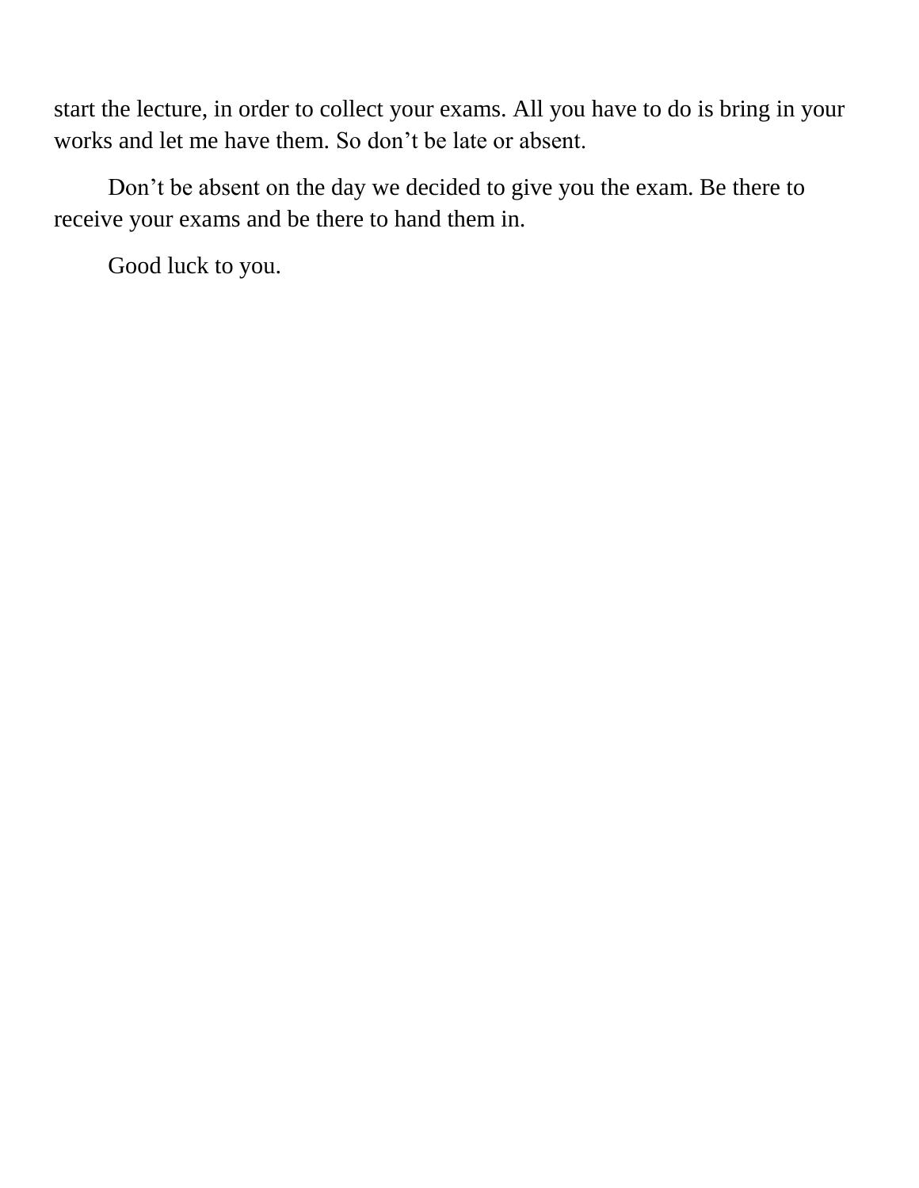start the lecture, in order to collect your exams. All you have to do is bring in your works and let me have them. So don’t be late or absent.

Don’t be absent on the day we decided to give you the exam. Be there to receive your exams and be there to hand them in.

Good luck to you.